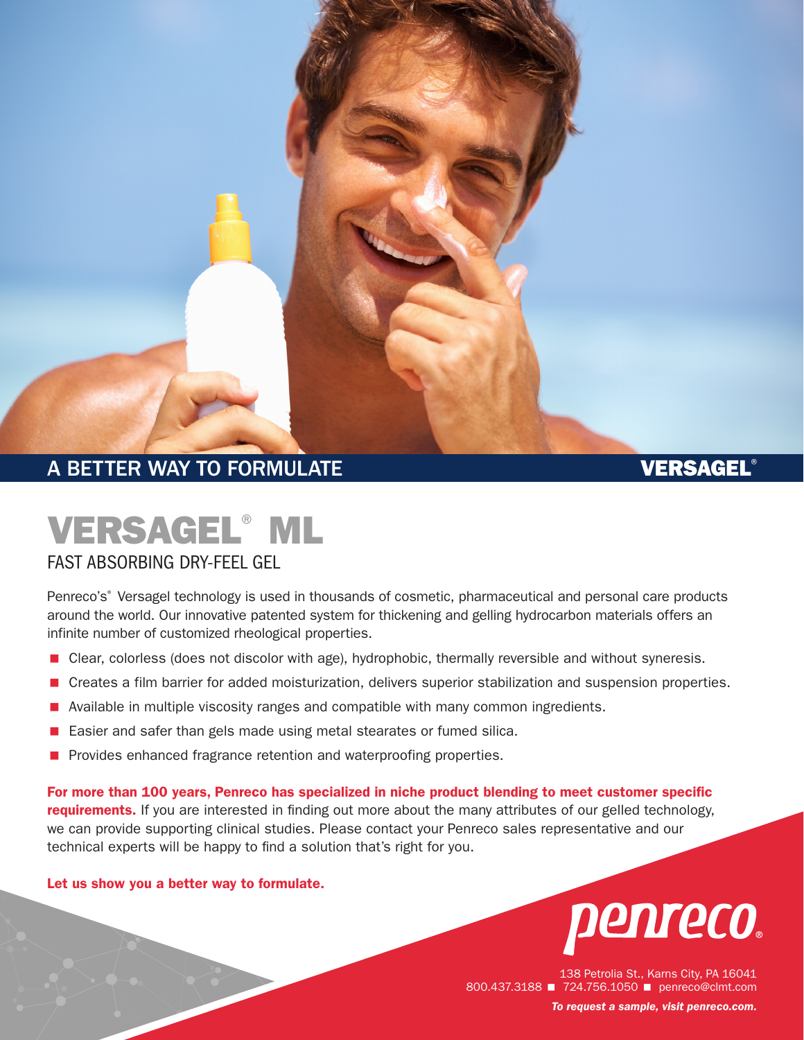A BETTER WAY TO FORMULATE

VERSAGEL®

# VERSAGEL® ML

## FAST ABSORBING DRY-FEEL GEL

Penreco's® Versagel technology is used in thousands of cosmetic, pharmaceutical and personal care products around the world. Our innovative patented system for thickening and gelling hydrocarbon materials offers an infinite number of customized rheological properties.

- Clear, colorless (does not discolor with age), hydrophobic, thermally reversible and without syneresis.
- Creates a film barrier for added moisturization, delivers superior stabilization and suspension properties.
- Available in multiple viscosity ranges and compatible with many common ingredients.
- Easier and safer than gels made using metal stearates or fumed silica.
- Provides enhanced fragrance retention and waterproofing properties.

**For more than 100 years, Penreco has specialized in niche product blending to meet customer specific requirements.** If you are interested in finding out more about the many attributes of our gelled technology, we can provide supporting clinical studies. Please contact your Penreco sales representative and our technical experts will be happy to find a solution that's right for you.

**Let us show you a better way to formulate.**

penreco®

138 Petrolia St., Karns City, PA 16041
800.437.3188 ■ 724.756.1050 ■ penreco@clmt.com

***To request a sample, visit penreco.com.***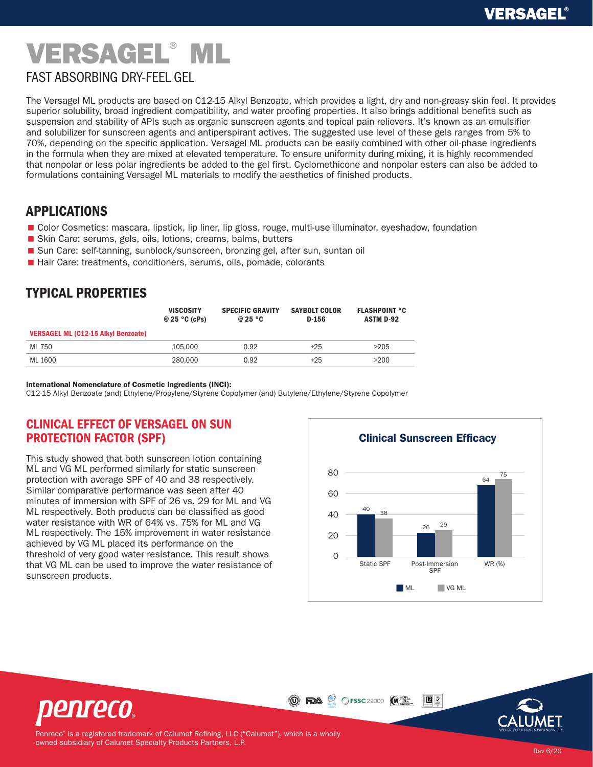# VERSAGEL® ML

## FAST ABSORBING DRY-FEEL GEL

The Versagel ML products are based on C12-15 Alkyl Benzoate, which provides a light, dry and non-greasy skin feel. It provides superior solubility, broad ingredient compatibility, and water proofing properties. It also brings additional benefits such as suspension and stability of APIs such as organic sunscreen agents and topical pain relievers. It's known as an emulsifier and solubilizer for sunscreen agents and antiperspirant actives. The suggested use level of these gels ranges from 5% to 70%, depending on the specific application. Versagel ML products can be easily combined with other oil-phase ingredients in the formula when they are mixed at elevated temperature. To ensure uniformity during mixing, it is highly recommended that nonpolar or less polar ingredients be added to the gel first. Cyclomethicone and nonpolar esters can also be added to formulations containing Versagel ML materials to modify the aesthetics of finished products.

## APPLICATIONS

- Color Cosmetics: mascara, lipstick, lip liner, lip gloss, rouge, multi-use illuminator, eyeshadow, foundation
- Skin Care: serums, gels, oils, lotions, creams, balms, butters
- Sun Care: self-tanning, sunblock/sunscreen, bronzing gel, after sun, suntan oil
- Hair Care: treatments, conditioners, serums, oils, pomade, colorants

## TYPICAL PROPERTIES

| | VISCOSITY @ 25 °C (cPs) | SPECIFIC GRAVITY @ 25 °C | SAYBOLT COLOR D-156 | FLASHPOINT °C ASTM D-92 |
|---|---|---|---|---|
| **VERSAGEL ML (C12-15 Alkyl Benzoate)** | | | | |
| ML 750 | 105,000 | 0.92 | +25 | >205 |
| ML 1600 | 280,000 | 0.92 | +25 | >200 |

**International Nomenclature of Cosmetic Ingredients (INCI):**
C12-15 Alkyl Benzoate (and) Ethylene/Propylene/Styrene Copolymer (and) Butylene/Ethylene/Styrene Copolymer

## CLINICAL EFFECT OF VERSAGEL ON SUN PROTECTION FACTOR (SPF)

This study showed that both sunscreen lotion containing ML and VG ML performed similarly for static sunscreen protection with average SPF of 40 and 38 respectively. Similar comparative performance was seen after 40 minutes of immersion with SPF of 26 vs. 29 for ML and VG ML respectively. Both products can be classified as good water resistance with WR of 64% vs. 75% for ML and VG ML respectively. The 15% improvement in water resistance achieved by VG ML placed its performance on the threshold of very good water resistance. This result shows that VG ML can be used to improve the water resistance of sunscreen products.

Clinical Sunscreen Efficacy

80
60
40
20
0

40 38
26 29
64 75

Static SPF
Post-Immersion SPF
WR (%)

ML
VG ML

penreco.

Penreco® is a registered trademark of Calumet Refining, LLC ("Calumet"), which is a wholly owned subsidiary of Calumet Specialty Products Partners, L.P.

CALUMET SPECIALTY PRODUCTS PARTNERS, L.P.

Rev 6/20